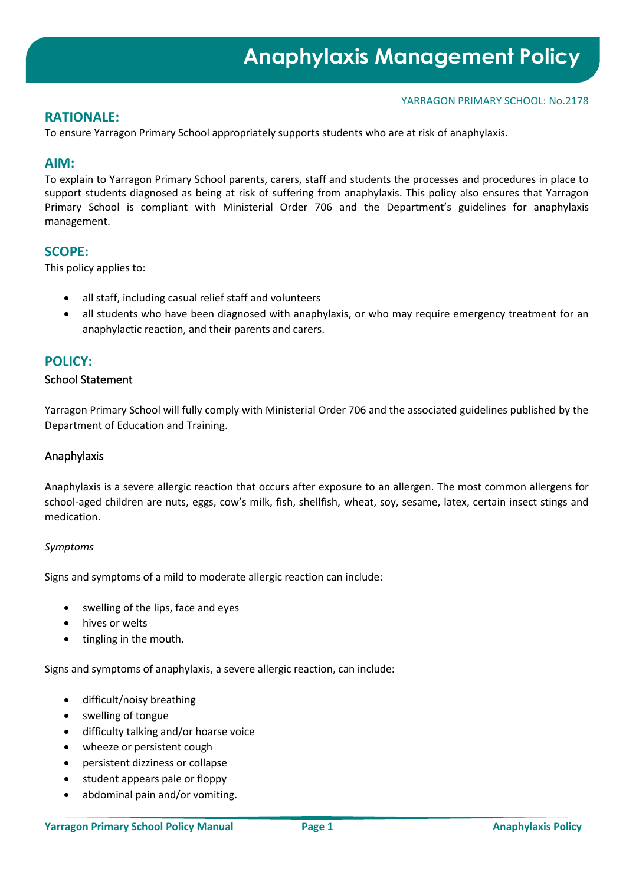# Anaphylaxis Management Policy

YARRAGON PRIMARY SCHOOL: No.2178

## RATIONALE:

To ensure Yarragon Primary School appropriately supports students who are at risk of anaphylaxis.

## AIM:

To explain to Yarragon Primary School parents, carers, staff and students the processes and procedures in place to support students diagnosed as being at risk of suffering from anaphylaxis. This policy also ensures that Yarragon Primary School is compliant with Ministerial Order 706 and the Department's guidelines for anaphylaxis management.

## SCOPE:

This policy applies to:

- all staff, including casual relief staff and volunteers
- all students who have been diagnosed with anaphylaxis, or who may require emergency treatment for an anaphylactic reaction, and their parents and carers.

## POLICY:

### School Statement

Yarragon Primary School will fully comply with Ministerial Order 706 and the associated guidelines published by the Department of Education and Training.

### Anaphylaxis

Anaphylaxis is a severe allergic reaction that occurs after exposure to an allergen. The most common allergens for school-aged children are nuts, eggs, cow's milk, fish, shellfish, wheat, soy, sesame, latex, certain insect stings and medication.

*Symptoms*

Signs and symptoms of a mild to moderate allergic reaction can include:

- swelling of the lips, face and eyes
- hives or welts
- tingling in the mouth.

Signs and symptoms of anaphylaxis, a severe allergic reaction, can include:

- difficult/noisy breathing
- swelling of tongue
- difficulty talking and/or hoarse voice
- wheeze or persistent cough
- persistent dizziness or collapse
- student appears pale or floppy
- abdominal pain and/or vomiting.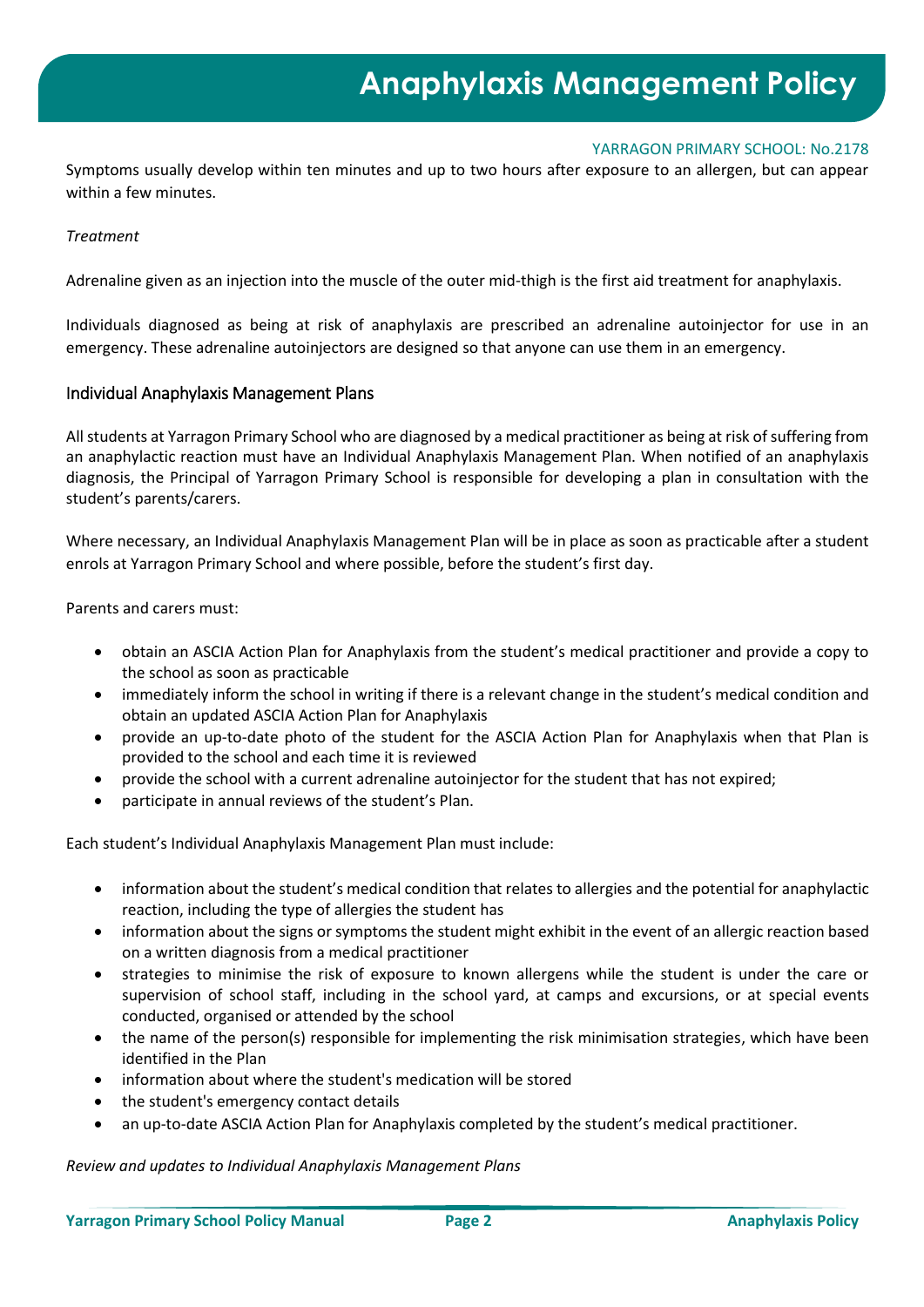Symptoms usually develop within ten minutes and up to two hours after exposure to an allergen, but can appear within a few minutes.

*Treatment*

Adrenaline given as an injection into the muscle of the outer mid-thigh is the first aid treatment for anaphylaxis.

Individuals diagnosed as being at risk of anaphylaxis are prescribed an adrenaline autoinjector for use in an emergency. These adrenaline autoinjectors are designed so that anyone can use them in an emergency.

## Individual Anaphylaxis Management Plans

All students at Yarragon Primary School who are diagnosed by a medical practitioner as being at risk of suffering from an anaphylactic reaction must have an Individual Anaphylaxis Management Plan. When notified of an anaphylaxis diagnosis, the Principal of Yarragon Primary School is responsible for developing a plan in consultation with the student's parents/carers.

Where necessary, an Individual Anaphylaxis Management Plan will be in place as soon as practicable after a student enrols at Yarragon Primary School and where possible, before the student's first day.

Parents and carers must:

- obtain an ASCIA Action Plan for Anaphylaxis from the student's medical practitioner and provide a copy to the school as soon as practicable
- immediately inform the school in writing if there is a relevant change in the student's medical condition and obtain an updated ASCIA Action Plan for Anaphylaxis
- provide an up-to-date photo of the student for the ASCIA Action Plan for Anaphylaxis when that Plan is provided to the school and each time it is reviewed
- provide the school with a current adrenaline autoinjector for the student that has not expired;
- participate in annual reviews of the student's Plan.

Each student's Individual Anaphylaxis Management Plan must include:

- information about the student's medical condition that relates to allergies and the potential for anaphylactic reaction, including the type of allergies the student has
- information about the signs or symptoms the student might exhibit in the event of an allergic reaction based on a written diagnosis from a medical practitioner
- strategies to minimise the risk of exposure to known allergens while the student is under the care or supervision of school staff, including in the school yard, at camps and excursions, or at special events conducted, organised or attended by the school
- the name of the person(s) responsible for implementing the risk minimisation strategies, which have been identified in the Plan
- information about where the student's medication will be stored
- the student's emergency contact details
- an up-to-date ASCIA Action Plan for Anaphylaxis completed by the student's medical practitioner.

*Review and updates to Individual Anaphylaxis Management Plans*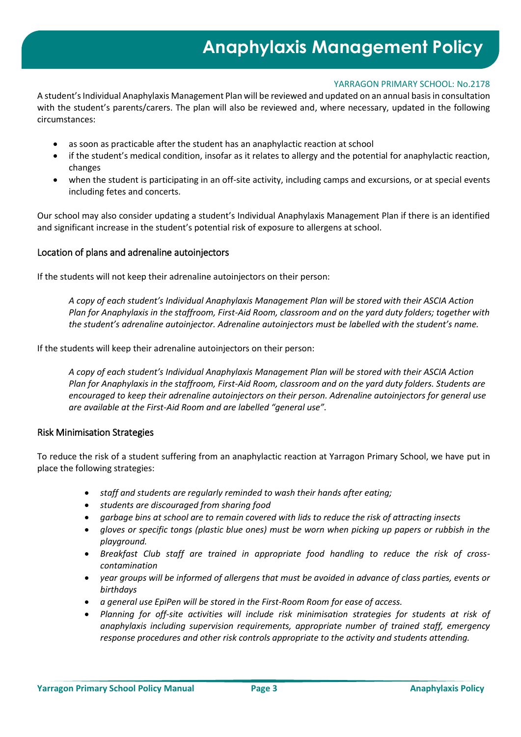A student's Individual Anaphylaxis Management Plan will be reviewed and updated on an annual basis in consultation with the student's parents/carers. The plan will also be reviewed and, where necessary, updated in the following circumstances:

- as soon as practicable after the student has an anaphylactic reaction at school
- if the student's medical condition, insofar as it relates to allergy and the potential for anaphylactic reaction, changes
- when the student is participating in an off-site activity, including camps and excursions, or at special events including fetes and concerts.

Our school may also consider updating a student's Individual Anaphylaxis Management Plan if there is an identified and significant increase in the student's potential risk of exposure to allergens at school.

### Location of plans and adrenaline autoinjectors

If the students will not keep their adrenaline autoinjectors on their person:

> *A copy of each student's Individual Anaphylaxis Management Plan will be stored with their ASCIA Action Plan for Anaphylaxis in the staffroom, First-Aid Room, classroom and on the yard duty folders; together with the student's adrenaline autoinjector. Adrenaline autoinjectors must be labelled with the student's name.*

If the students will keep their adrenaline autoinjectors on their person:

> *A copy of each student's Individual Anaphylaxis Management Plan will be stored with their ASCIA Action Plan for Anaphylaxis in the staffroom, First-Aid Room, classroom and on the yard duty folders. Students are encouraged to keep their adrenaline autoinjectors on their person. Adrenaline autoinjectors for general use are available at the First-Aid Room and are labelled "general use".*

### Risk Minimisation Strategies

To reduce the risk of a student suffering from an anaphylactic reaction at Yarragon Primary School, we have put in place the following strategies:

- *staff and students are regularly reminded to wash their hands after eating;*
- *students are discouraged from sharing food*
- *garbage bins at school are to remain covered with lids to reduce the risk of attracting insects*
- *gloves or specific tongs (plastic blue ones) must be worn when picking up papers or rubbish in the playground.*
- *Breakfast Club staff are trained in appropriate food handling to reduce the risk of cross-contamination*
- *year groups will be informed of allergens that must be avoided in advance of class parties, events or birthdays*
- *a general use EpiPen will be stored in the First-Room Room for ease of access.*
- *Planning for off-site activities will include risk minimisation strategies for students at risk of anaphylaxis including supervision requirements, appropriate number of trained staff, emergency response procedures and other risk controls appropriate to the activity and students attending.*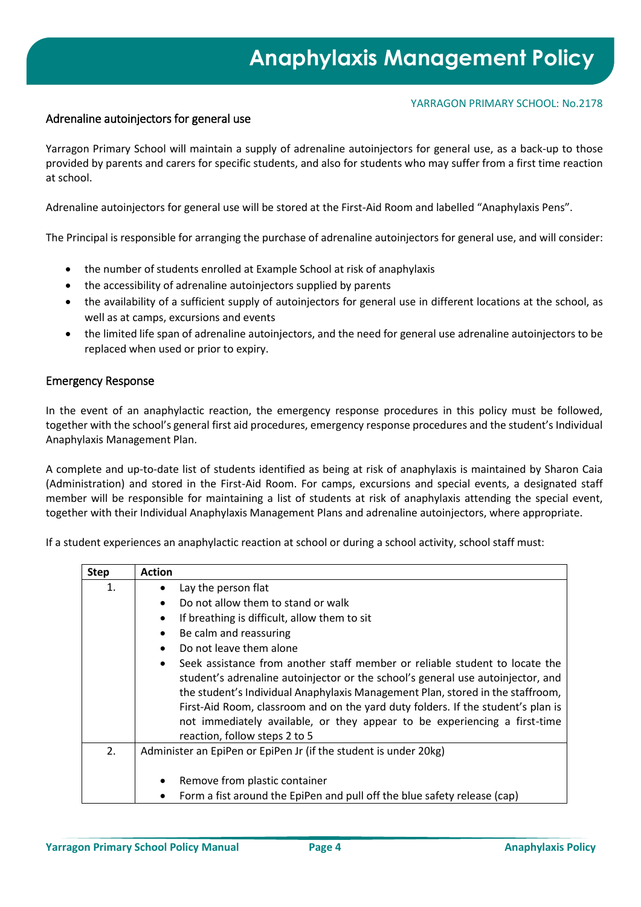## Adrenaline autoinjectors for general use

Yarragon Primary School will maintain a supply of adrenaline autoinjectors for general use, as a back-up to those provided by parents and carers for specific students, and also for students who may suffer from a first time reaction at school.

Adrenaline autoinjectors for general use will be stored at the First-Aid Room and labelled "Anaphylaxis Pens".

The Principal is responsible for arranging the purchase of adrenaline autoinjectors for general use, and will consider:

- the number of students enrolled at Example School at risk of anaphylaxis
- the accessibility of adrenaline autoinjectors supplied by parents
- the availability of a sufficient supply of autoinjectors for general use in different locations at the school, as well as at camps, excursions and events
- the limited life span of adrenaline autoinjectors, and the need for general use adrenaline autoinjectors to be replaced when used or prior to expiry.

## Emergency Response

In the event of an anaphylactic reaction, the emergency response procedures in this policy must be followed, together with the school's general first aid procedures, emergency response procedures and the student's Individual Anaphylaxis Management Plan.

A complete and up-to-date list of students identified as being at risk of anaphylaxis is maintained by Sharon Caia (Administration) and stored in the First-Aid Room. For camps, excursions and special events, a designated staff member will be responsible for maintaining a list of students at risk of anaphylaxis attending the special event, together with their Individual Anaphylaxis Management Plans and adrenaline autoinjectors, where appropriate.

If a student experiences an anaphylactic reaction at school or during a school activity, school staff must:

| Step | Action |
|---|---|
| 1. | • Lay the person flat<br>• Do not allow them to stand or walk<br>• If breathing is difficult, allow them to sit<br>• Be calm and reassuring<br>• Do not leave them alone<br>• Seek assistance from another staff member or reliable student to locate the student's adrenaline autoinjector or the school's general use autoinjector, and the student's Individual Anaphylaxis Management Plan, stored in the staffroom, First-Aid Room, classroom and on the yard duty folders. If the student's plan is not immediately available, or they appear to be experiencing a first-time reaction, follow steps 2 to 5 |
| 2. | Administer an EpiPen or EpiPen Jr (if the student is under 20kg)<br><br>• Remove from plastic container<br>• Form a fist around the EpiPen and pull off the blue safety release (cap) |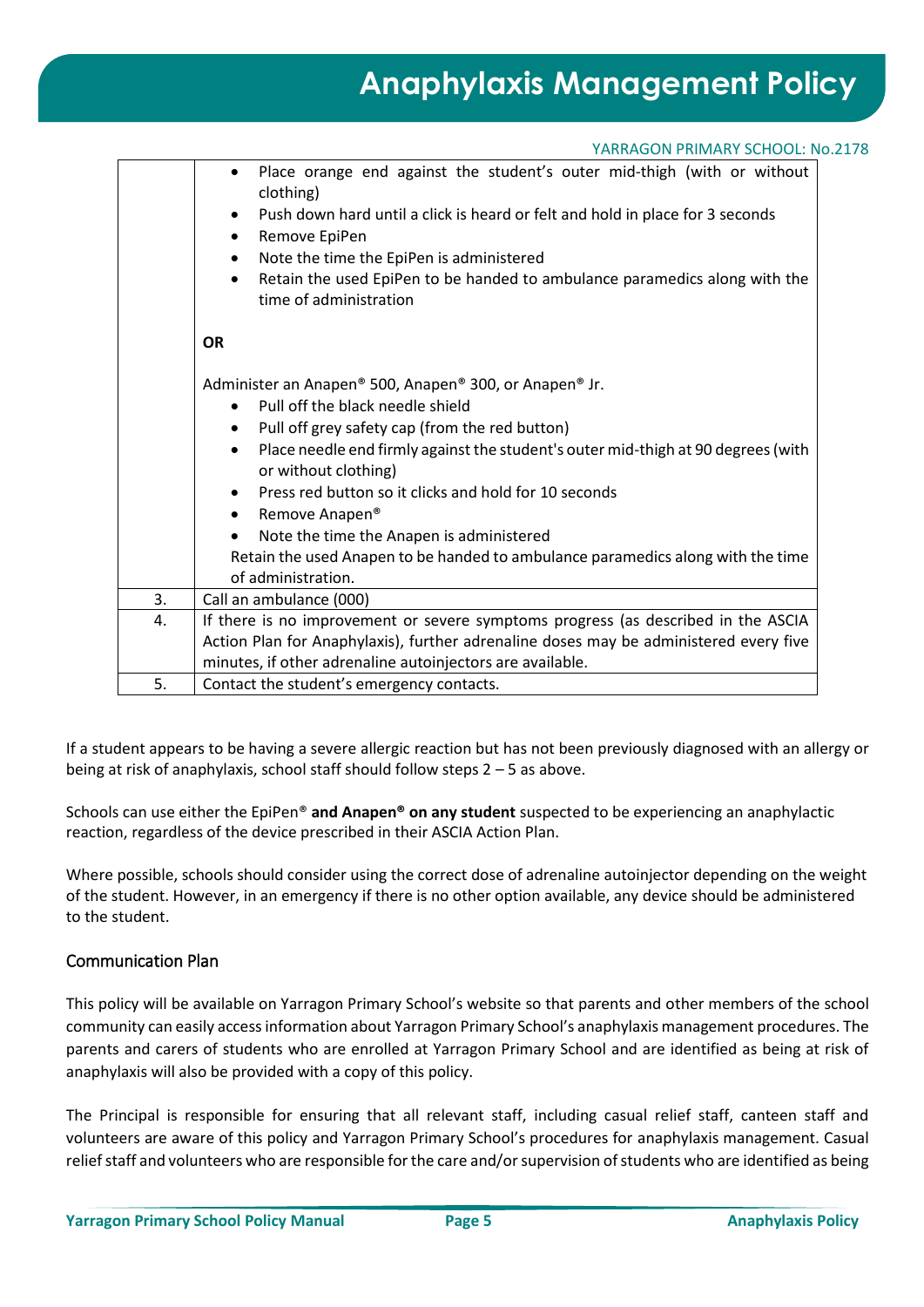| | |
|---|---|
| | • Place orange end against the student's outer mid-thigh (with or without clothing)<br>• Push down hard until a click is heard or felt and hold in place for 3 seconds<br>• Remove EpiPen<br>• Note the time the EpiPen is administered<br>• Retain the used EpiPen to be handed to ambulance paramedics along with the time of administration<br><br>**OR**<br><br>Administer an Anapen® 500, Anapen® 300, or Anapen® Jr.<br>• Pull off the black needle shield<br>• Pull off grey safety cap (from the red button)<br>• Place needle end firmly against the student's outer mid-thigh at 90 degrees (with or without clothing)<br>• Press red button so it clicks and hold for 10 seconds<br>• Remove Anapen®<br>• Note the time the Anapen is administered<br>Retain the used Anapen to be handed to ambulance paramedics along with the time of administration. |
| 3. | Call an ambulance (000) |
| 4. | If there is no improvement or severe symptoms progress (as described in the ASCIA Action Plan for Anaphylaxis), further adrenaline doses may be administered every five minutes, if other adrenaline autoinjectors are available. |
| 5. | Contact the student's emergency contacts. |

If a student appears to be having a severe allergic reaction but has not been previously diagnosed with an allergy or being at risk of anaphylaxis, school staff should follow steps 2 – 5 as above.

Schools can use either the EpiPen® **and Anapen® on any student** suspected to be experiencing an anaphylactic reaction, regardless of the device prescribed in their ASCIA Action Plan.

Where possible, schools should consider using the correct dose of adrenaline autoinjector depending on the weight of the student. However, in an emergency if there is no other option available, any device should be administered to the student.

## Communication Plan

This policy will be available on Yarragon Primary School's website so that parents and other members of the school community can easily access information about Yarragon Primary School's anaphylaxis management procedures. The parents and carers of students who are enrolled at Yarragon Primary School and are identified as being at risk of anaphylaxis will also be provided with a copy of this policy.

The Principal is responsible for ensuring that all relevant staff, including casual relief staff, canteen staff and volunteers are aware of this policy and Yarragon Primary School's procedures for anaphylaxis management. Casual relief staff and volunteers who are responsible for the care and/or supervision of students who are identified as being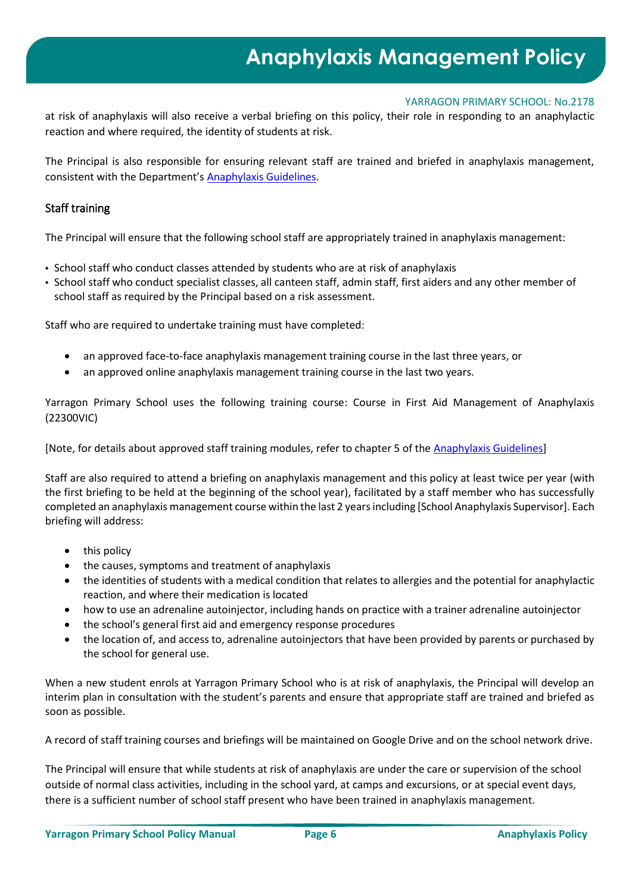at risk of anaphylaxis will also receive a verbal briefing on this policy, their role in responding to an anaphylactic reaction and where required, the identity of students at risk.

The Principal is also responsible for ensuring relevant staff are trained and briefed in anaphylaxis management, consistent with the Department's Anaphylaxis Guidelines.

## Staff training

The Principal will ensure that the following school staff are appropriately trained in anaphylaxis management:

- School staff who conduct classes attended by students who are at risk of anaphylaxis
- School staff who conduct specialist classes, all canteen staff, admin staff, first aiders and any other member of school staff as required by the Principal based on a risk assessment.

Staff who are required to undertake training must have completed:

- an approved face-to-face anaphylaxis management training course in the last three years, or
- an approved online anaphylaxis management training course in the last two years.

Yarragon Primary School uses the following training course: Course in First Aid Management of Anaphylaxis (22300VIC)

[Note, for details about approved staff training modules, refer to chapter 5 of the Anaphylaxis Guidelines]

Staff are also required to attend a briefing on anaphylaxis management and this policy at least twice per year (with the first briefing to be held at the beginning of the school year), facilitated by a staff member who has successfully completed an anaphylaxis management course within the last 2 years including [School Anaphylaxis Supervisor]. Each briefing will address:

- this policy
- the causes, symptoms and treatment of anaphylaxis
- the identities of students with a medical condition that relates to allergies and the potential for anaphylactic reaction, and where their medication is located
- how to use an adrenaline autoinjector, including hands on practice with a trainer adrenaline autoinjector
- the school's general first aid and emergency response procedures
- the location of, and access to, adrenaline autoinjectors that have been provided by parents or purchased by the school for general use.

When a new student enrols at Yarragon Primary School who is at risk of anaphylaxis, the Principal will develop an interim plan in consultation with the student's parents and ensure that appropriate staff are trained and briefed as soon as possible.

A record of staff training courses and briefings will be maintained on Google Drive and on the school network drive.

The Principal will ensure that while students at risk of anaphylaxis are under the care or supervision of the school outside of normal class activities, including in the school yard, at camps and excursions, or at special event days, there is a sufficient number of school staff present who have been trained in anaphylaxis management.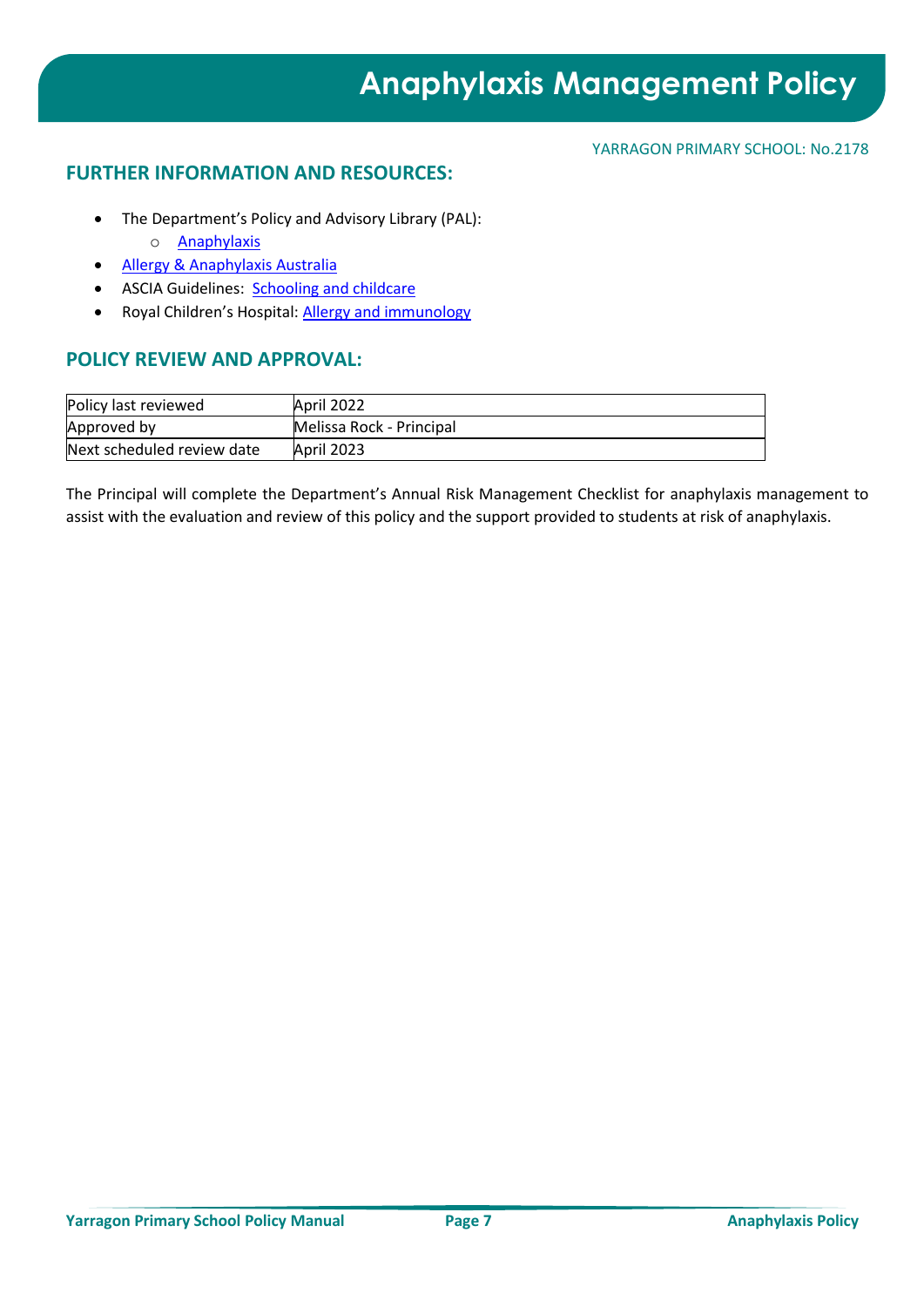## FURTHER INFORMATION AND RESOURCES:

- The Department's Policy and Advisory Library (PAL):
  - Anaphylaxis
- Allergy & Anaphylaxis Australia
- ASCIA Guidelines: Schooling and childcare
- Royal Children's Hospital: Allergy and immunology

## POLICY REVIEW AND APPROVAL:

| | |
|---|---|
| Policy last reviewed | April 2022 |
| Approved by | Melissa Rock - Principal |
| Next scheduled review date | April 2023 |

The Principal will complete the Department's Annual Risk Management Checklist for anaphylaxis management to assist with the evaluation and review of this policy and the support provided to students at risk of anaphylaxis.